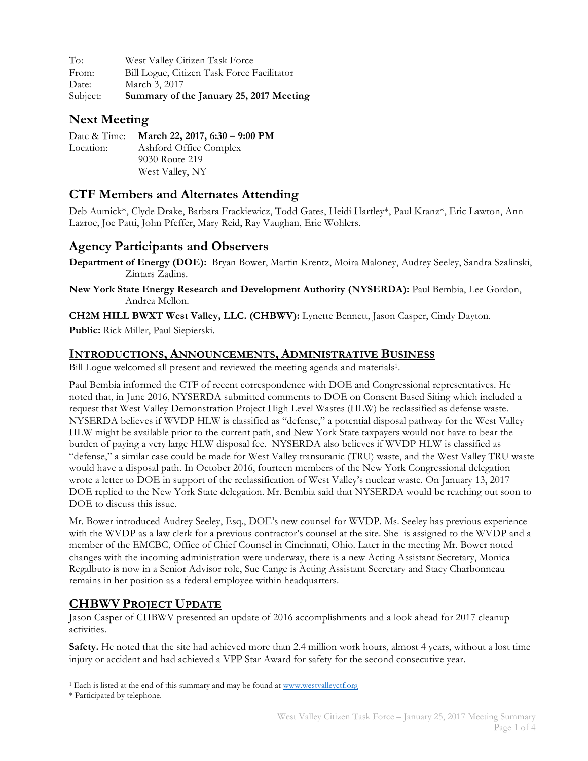To: West Valley Citizen Task Force
From: Bill Logue, Citizen Task Force Facilitator
Date: March 3, 2017
Subject: **Summary of the January 25, 2017 Meeting**

## Next Meeting

Date & Time: **March 22, 2017, 6:30 – 9:00 PM**
Location: Ashford Office Complex
9030 Route 219
West Valley, NY

## CTF Members and Alternates Attending

Deb Aumick*, Clyde Drake, Barbara Frackiewicz, Todd Gates, Heidi Hartley*, Paul Kranz*, Eric Lawton, Ann Lazroe, Joe Patti, John Pfeffer, Mary Reid, Ray Vaughan, Eric Wohlers.

## Agency Participants and Observers

**Department of Energy (DOE):** Bryan Bower, Martin Krentz, Moira Maloney, Audrey Seeley, Sandra Szalinski, Zintars Zadins.

**New York State Energy Research and Development Authority (NYSERDA):** Paul Bembia, Lee Gordon, Andrea Mellon.

**CH2M HILL BWXT West Valley, LLC. (CHBWV):** Lynette Bennett, Jason Casper, Cindy Dayton.

**Public:** Rick Miller, Paul Siepierski.

## INTRODUCTIONS, ANNOUNCEMENTS, ADMINISTRATIVE BUSINESS

Bill Logue welcomed all present and reviewed the meeting agenda and materials[1].

Paul Bembia informed the CTF of recent correspondence with DOE and Congressional representatives. He noted that, in June 2016, NYSERDA submitted comments to DOE on Consent Based Siting which included a request that West Valley Demonstration Project High Level Wastes (HLW) be reclassified as defense waste. NYSERDA believes if WVDP HLW is classified as "defense," a potential disposal pathway for the West Valley HLW might be available prior to the current path, and New York State taxpayers would not have to bear the burden of paying a very large HLW disposal fee. NYSERDA also believes if WVDP HLW is classified as "defense," a similar case could be made for West Valley transuranic (TRU) waste, and the West Valley TRU waste would have a disposal path. In October 2016, fourteen members of the New York Congressional delegation wrote a letter to DOE in support of the reclassification of West Valley's nuclear waste. On January 13, 2017 DOE replied to the New York State delegation. Mr. Bembia said that NYSERDA would be reaching out soon to DOE to discuss this issue.

Mr. Bower introduced Audrey Seeley, Esq., DOE's new counsel for WVDP. Ms. Seeley has previous experience with the WVDP as a law clerk for a previous contractor's counsel at the site. She is assigned to the WVDP and a member of the EMCBC, Office of Chief Counsel in Cincinnati, Ohio. Later in the meeting Mr. Bower noted changes with the incoming administration were underway, there is a new Acting Assistant Secretary, Monica Regalbuto is now in a Senior Advisor role, Sue Cange is Acting Assistant Secretary and Stacy Charbonneau remains in her position as a federal employee within headquarters.

## CHBWV PROJECT UPDATE

Jason Casper of CHBWV presented an update of 2016 accomplishments and a look ahead for 2017 cleanup activities.

**Safety.** He noted that the site had achieved more than 2.4 million work hours, almost 4 years, without a lost time injury or accident and had achieved a VPP Star Award for safety for the second consecutive year.

---

[1] Each is listed at the end of this summary and may be found at www.westvalleyctf.org

* Participated by telephone.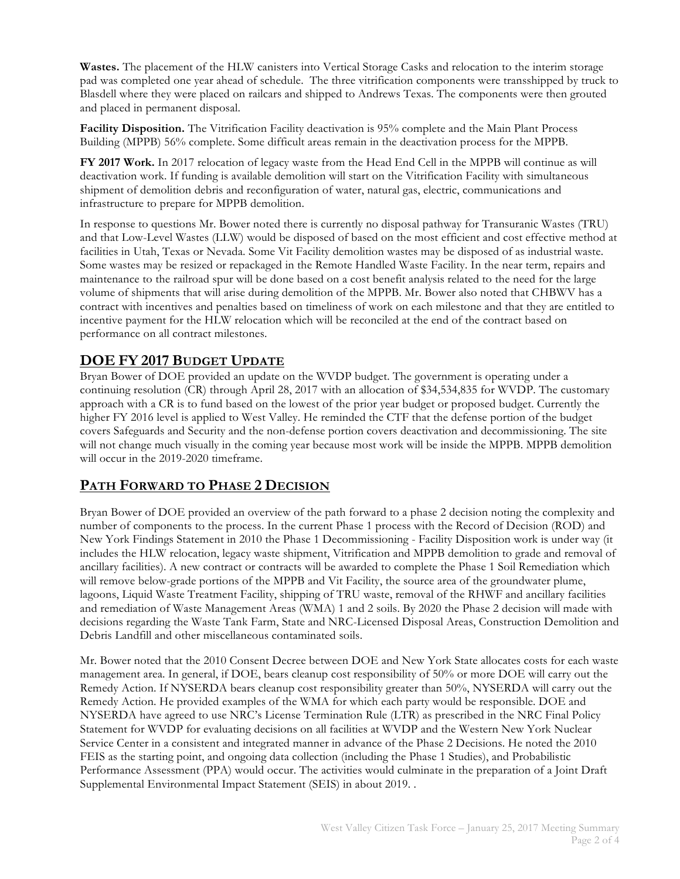**Wastes.** The placement of the HLW canisters into Vertical Storage Casks and relocation to the interim storage pad was completed one year ahead of schedule. The three vitrification components were transshipped by truck to Blasdell where they were placed on railcars and shipped to Andrews Texas. The components were then grouted and placed in permanent disposal.

**Facility Disposition.** The Vitrification Facility deactivation is 95% complete and the Main Plant Process Building (MPPB) 56% complete. Some difficult areas remain in the deactivation process for the MPPB.

**FY 2017 Work.** In 2017 relocation of legacy waste from the Head End Cell in the MPPB will continue as will deactivation work. If funding is available demolition will start on the Vitrification Facility with simultaneous shipment of demolition debris and reconfiguration of water, natural gas, electric, communications and infrastructure to prepare for MPPB demolition.

In response to questions Mr. Bower noted there is currently no disposal pathway for Transuranic Wastes (TRU) and that Low-Level Wastes (LLW) would be disposed of based on the most efficient and cost effective method at facilities in Utah, Texas or Nevada. Some Vit Facility demolition wastes may be disposed of as industrial waste. Some wastes may be resized or repackaged in the Remote Handled Waste Facility. In the near term, repairs and maintenance to the railroad spur will be done based on a cost benefit analysis related to the need for the large volume of shipments that will arise during demolition of the MPPB. Mr. Bower also noted that CHBWV has a contract with incentives and penalties based on timeliness of work on each milestone and that they are entitled to incentive payment for the HLW relocation which will be reconciled at the end of the contract based on performance on all contract milestones.

## DOE FY 2017 BUDGET UPDATE

Bryan Bower of DOE provided an update on the WVDP budget. The government is operating under a continuing resolution (CR) through April 28, 2017 with an allocation of $34,534,835 for WVDP. The customary approach with a CR is to fund based on the lowest of the prior year budget or proposed budget. Currently the higher FY 2016 level is applied to West Valley. He reminded the CTF that the defense portion of the budget covers Safeguards and Security and the non-defense portion covers deactivation and decommissioning. The site will not change much visually in the coming year because most work will be inside the MPPB. MPPB demolition will occur in the 2019-2020 timeframe.

## PATH FORWARD TO PHASE 2 DECISION

Bryan Bower of DOE provided an overview of the path forward to a phase 2 decision noting the complexity and number of components to the process. In the current Phase 1 process with the Record of Decision (ROD) and New York Findings Statement in 2010 the Phase 1 Decommissioning - Facility Disposition work is under way (it includes the HLW relocation, legacy waste shipment, Vitrification and MPPB demolition to grade and removal of ancillary facilities). A new contract or contracts will be awarded to complete the Phase 1 Soil Remediation which will remove below-grade portions of the MPPB and Vit Facility, the source area of the groundwater plume, lagoons, Liquid Waste Treatment Facility, shipping of TRU waste, removal of the RHWF and ancillary facilities and remediation of Waste Management Areas (WMA) 1 and 2 soils. By 2020 the Phase 2 decision will made with decisions regarding the Waste Tank Farm, State and NRC-Licensed Disposal Areas, Construction Demolition and Debris Landfill and other miscellaneous contaminated soils.

Mr. Bower noted that the 2010 Consent Decree between DOE and New York State allocates costs for each waste management area. In general, if DOE, bears cleanup cost responsibility of 50% or more DOE will carry out the Remedy Action. If NYSERDA bears cleanup cost responsibility greater than 50%, NYSERDA will carry out the Remedy Action. He provided examples of the WMA for which each party would be responsible. DOE and NYSERDA have agreed to use NRC's License Termination Rule (LTR) as prescribed in the NRC Final Policy Statement for WVDP for evaluating decisions on all facilities at WVDP and the Western New York Nuclear Service Center in a consistent and integrated manner in advance of the Phase 2 Decisions. He noted the 2010 FEIS as the starting point, and ongoing data collection (including the Phase 1 Studies), and Probabilistic Performance Assessment (PPA) would occur. The activities would culminate in the preparation of a Joint Draft Supplemental Environmental Impact Statement (SEIS) in about 2019. .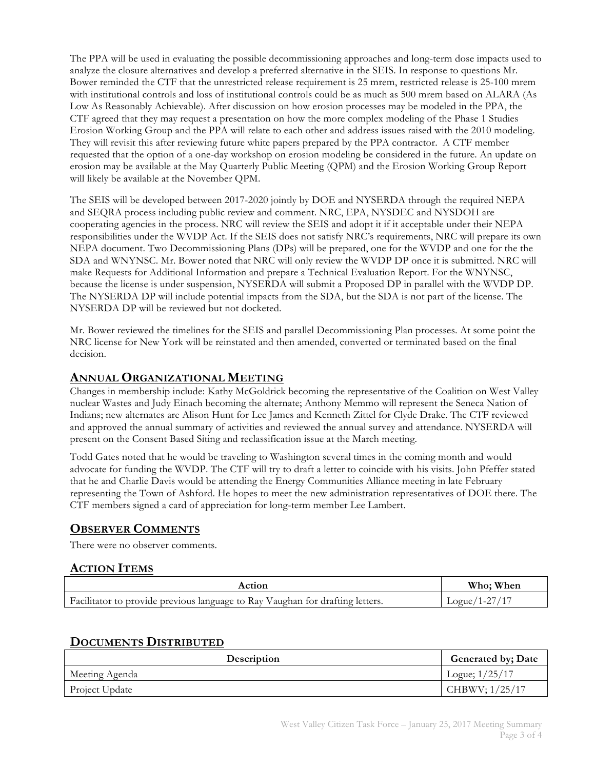The PPA will be used in evaluating the possible decommissioning approaches and long-term dose impacts used to analyze the closure alternatives and develop a preferred alternative in the SEIS. In response to questions Mr. Bower reminded the CTF that the unrestricted release requirement is 25 mrem, restricted release is 25-100 mrem with institutional controls and loss of institutional controls could be as much as 500 mrem based on ALARA (As Low As Reasonably Achievable). After discussion on how erosion processes may be modeled in the PPA, the CTF agreed that they may request a presentation on how the more complex modeling of the Phase 1 Studies Erosion Working Group and the PPA will relate to each other and address issues raised with the 2010 modeling. They will revisit this after reviewing future white papers prepared by the PPA contractor. A CTF member requested that the option of a one-day workshop on erosion modeling be considered in the future. An update on erosion may be available at the May Quarterly Public Meeting (QPM) and the Erosion Working Group Report will likely be available at the November QPM.

The SEIS will be developed between 2017-2020 jointly by DOE and NYSERDA through the required NEPA and SEQRA process including public review and comment. NRC, EPA, NYSDEC and NYSDOH are cooperating agencies in the process. NRC will review the SEIS and adopt it if it acceptable under their NEPA responsibilities under the WVDP Act. If the SEIS does not satisfy NRC's requirements, NRC will prepare its own NEPA document. Two Decommissioning Plans (DPs) will be prepared, one for the WVDP and one for the the SDA and WNYNSC. Mr. Bower noted that NRC will only review the WVDP DP once it is submitted. NRC will make Requests for Additional Information and prepare a Technical Evaluation Report. For the WNYNSC, because the license is under suspension, NYSERDA will submit a Proposed DP in parallel with the WVDP DP. The NYSERDA DP will include potential impacts from the SDA, but the SDA is not part of the license. The NYSERDA DP will be reviewed but not docketed.

Mr. Bower reviewed the timelines for the SEIS and parallel Decommissioning Plan processes. At some point the NRC license for New York will be reinstated and then amended, converted or terminated based on the final decision.

## Annual Organizational Meeting

Changes in membership include: Kathy McGoldrick becoming the representative of the Coalition on West Valley nuclear Wastes and Judy Einach becoming the alternate; Anthony Memmo will represent the Seneca Nation of Indians; new alternates are Alison Hunt for Lee James and Kenneth Zittel for Clyde Drake. The CTF reviewed and approved the annual summary of activities and reviewed the annual survey and attendance. NYSERDA will present on the Consent Based Siting and reclassification issue at the March meeting.

Todd Gates noted that he would be traveling to Washington several times in the coming month and would advocate for funding the WVDP. The CTF will try to draft a letter to coincide with his visits. John Pfeffer stated that he and Charlie Davis would be attending the Energy Communities Alliance meeting in late February representing the Town of Ashford. He hopes to meet the new administration representatives of DOE there. The CTF members signed a card of appreciation for long-term member Lee Lambert.

## Observer Comments

There were no observer comments.

## Action Items

| Action | Who; When |
|---|---|
| Facilitator to provide previous language to Ray Vaughan for drafting letters. | Logue/1-27/17 |

## Documents Distributed

| Description | Generated by; Date |
|---|---|
| Meeting Agenda | Logue; 1/25/17 |
| Project Update | CHBWV; 1/25/17 |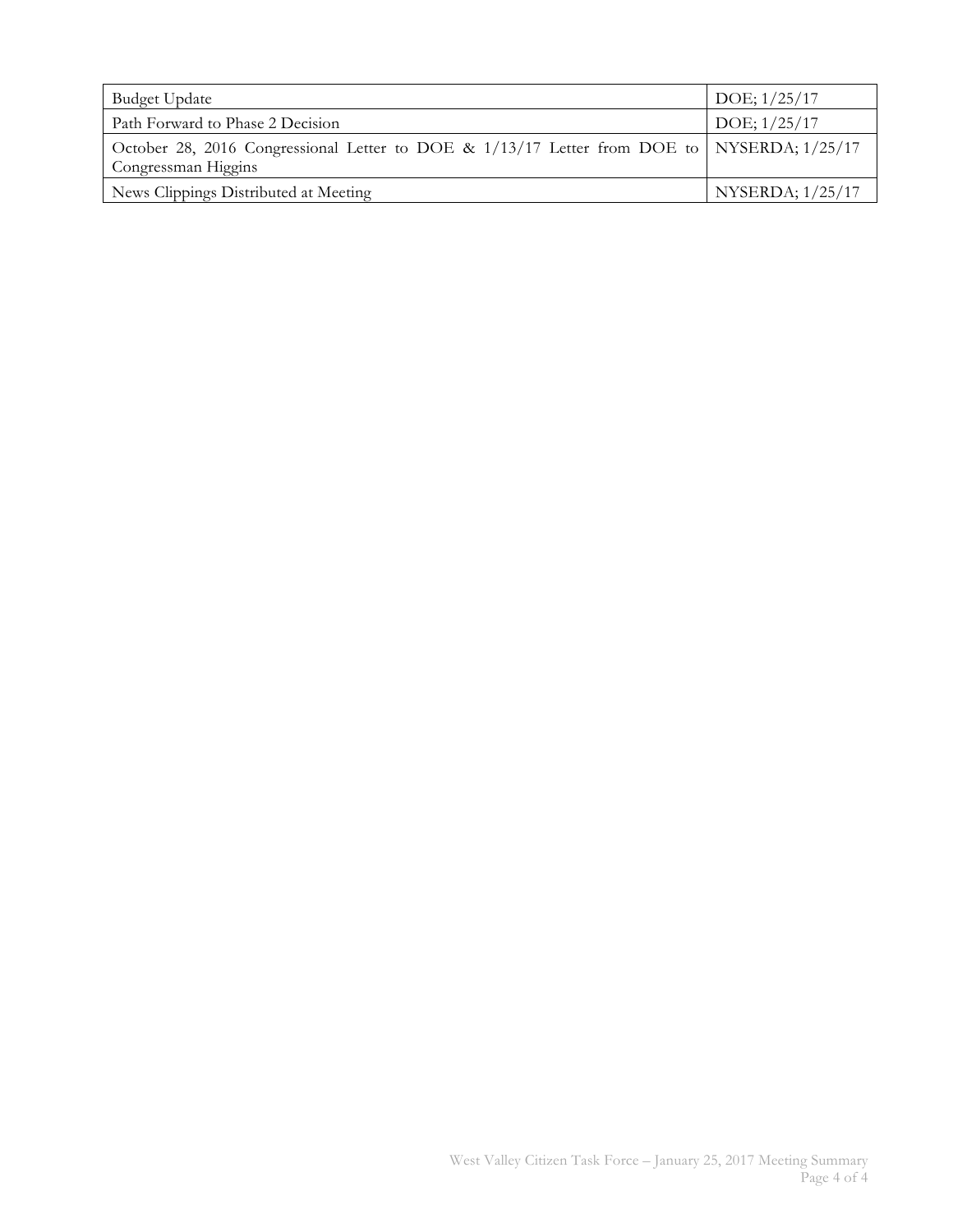| | |
|---|---|
| Budget Update | DOE; 1/25/17 |
| Path Forward to Phase 2 Decision | DOE; 1/25/17 |
| October 28, 2016 Congressional Letter to DOE & 1/13/17 Letter from DOE to Congressman Higgins | NYSERDA; 1/25/17 |
| News Clippings Distributed at Meeting | NYSERDA; 1/25/17 |